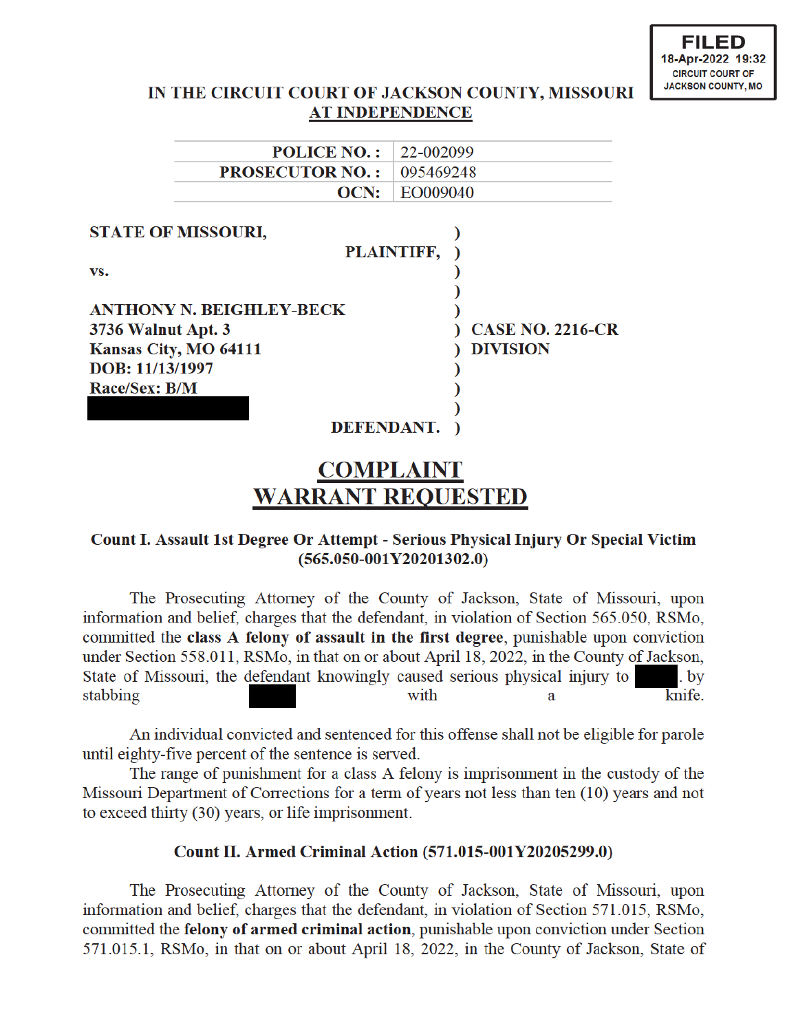FILED
18-Apr-2022 19:32
CIRCUIT COURT OF
JACKSON COUNTY, MO

**IN THE CIRCUIT COURT OF JACKSON COUNTY, MISSOURI**
**AT INDEPENDENCE**

| | |
|---|---|
| **POLICE NO.:** | 22-002099 |
| **PROSECUTOR NO.:** | 095469248 |
| **OCN:** | EO009040 |

**STATE OF MISSOURI,**
**PLAINTIFF,**

**vs.**

**ANTHONY N. BEIGHLEY-BECK**
**3736 Walnut Apt. 3**
**Kansas City, MO 64111**
**DOB: 11/13/1997**
**Race/Sex: B/M**

**DEFENDANT.**

**CASE NO. 2216-CR**
**DIVISION**

# COMPLAINT
# WARRANT REQUESTED

### Count I. Assault 1st Degree Or Attempt - Serious Physical Injury Or Special Victim (565.050-001Y20201302.0)

The Prosecuting Attorney of the County of Jackson, State of Missouri, upon information and belief, charges that the defendant, in violation of Section 565.050, RSMo, committed the **class A felony of assault in the first degree**, punishable upon conviction under Section 558.011, RSMo, in that on or about April 18, 2022, in the County of Jackson, State of Missouri, the defendant knowingly caused serious physical injury to [REDACTED]. by stabbing [REDACTED] with a knife.

An individual convicted and sentenced for this offense shall not be eligible for parole until eighty-five percent of the sentence is served.

The range of punishment for a class A felony is imprisonment in the custody of the Missouri Department of Corrections for a term of years not less than ten (10) years and not to exceed thirty (30) years, or life imprisonment.

### Count II. Armed Criminal Action (571.015-001Y20205299.0)

The Prosecuting Attorney of the County of Jackson, State of Missouri, upon information and belief, charges that the defendant, in violation of Section 571.015, RSMo, committed the **felony of armed criminal action**, punishable upon conviction under Section 571.015.1, RSMo, in that on or about April 18, 2022, in the County of Jackson, State of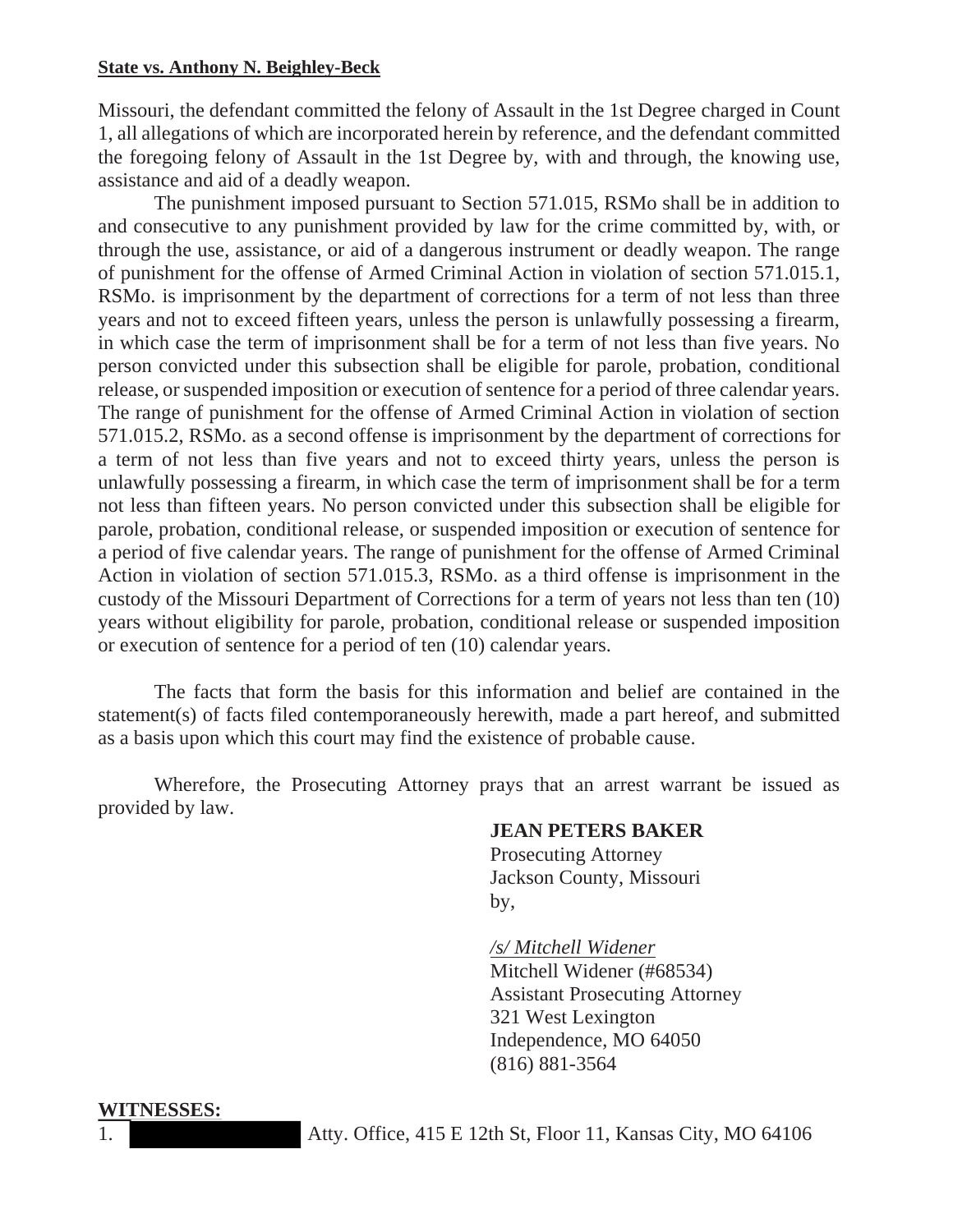**State vs. Anthony N. Beighley-Beck**

Missouri, the defendant committed the felony of Assault in the 1st Degree charged in Count 1, all allegations of which are incorporated herein by reference, and the defendant committed the foregoing felony of Assault in the 1st Degree by, with and through, the knowing use, assistance and aid of a deadly weapon.

The punishment imposed pursuant to Section 571.015, RSMo shall be in addition to and consecutive to any punishment provided by law for the crime committed by, with, or through the use, assistance, or aid of a dangerous instrument or deadly weapon. The range of punishment for the offense of Armed Criminal Action in violation of section 571.015.1, RSMo. is imprisonment by the department of corrections for a term of not less than three years and not to exceed fifteen years, unless the person is unlawfully possessing a firearm, in which case the term of imprisonment shall be for a term of not less than five years. No person convicted under this subsection shall be eligible for parole, probation, conditional release, or suspended imposition or execution of sentence for a period of three calendar years. The range of punishment for the offense of Armed Criminal Action in violation of section 571.015.2, RSMo. as a second offense is imprisonment by the department of corrections for a term of not less than five years and not to exceed thirty years, unless the person is unlawfully possessing a firearm, in which case the term of imprisonment shall be for a term not less than fifteen years. No person convicted under this subsection shall be eligible for parole, probation, conditional release, or suspended imposition or execution of sentence for a period of five calendar years. The range of punishment for the offense of Armed Criminal Action in violation of section 571.015.3, RSMo. as a third offense is imprisonment in the custody of the Missouri Department of Corrections for a term of years not less than ten (10) years without eligibility for parole, probation, conditional release or suspended imposition or execution of sentence for a period of ten (10) calendar years.

The facts that form the basis for this information and belief are contained in the statement(s) of facts filed contemporaneously herewith, made a part hereof, and submitted as a basis upon which this court may find the existence of probable cause.

Wherefore, the Prosecuting Attorney prays that an arrest warrant be issued as provided by law.

**JEAN PETERS BAKER**
Prosecuting Attorney
Jackson County, Missouri
by,

*/s/ Mitchell Widener*
Mitchell Widener (#68534)
Assistant Prosecuting Attorney
321 West Lexington
Independence, MO 64050
(816) 881-3564

**WITNESSES:**

1. [REDACTED] Atty. Office, 415 E 12th St, Floor 11, Kansas City, MO 64106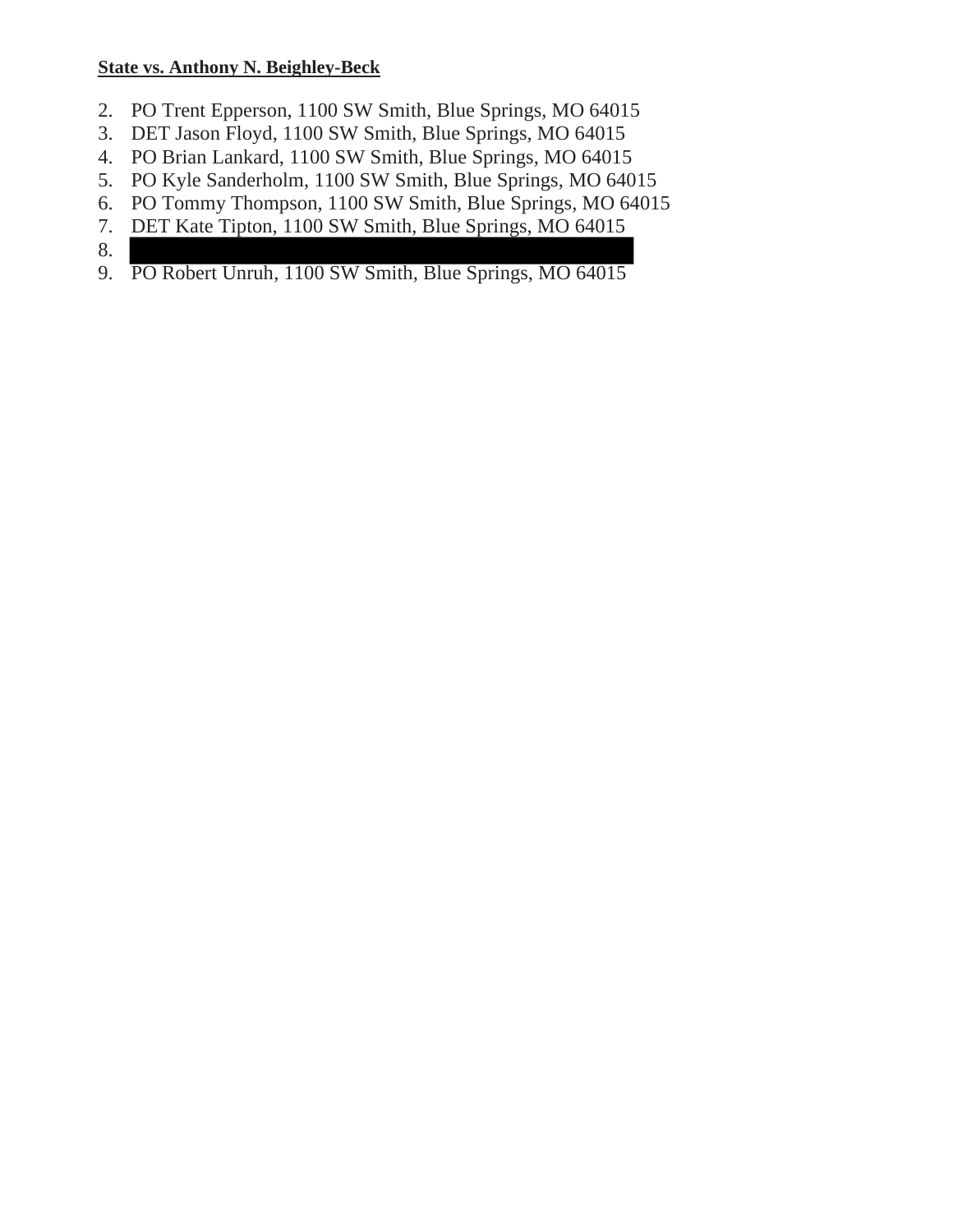**State vs. Anthony N. Beighley-Beck**

2. PO Trent Epperson, 1100 SW Smith, Blue Springs, MO 64015
3. DET Jason Floyd, 1100 SW Smith, Blue Springs, MO 64015
4. PO Brian Lankard, 1100 SW Smith, Blue Springs, MO 64015
5. PO Kyle Sanderholm, 1100 SW Smith, Blue Springs, MO 64015
6. PO Tommy Thompson, 1100 SW Smith, Blue Springs, MO 64015
7. DET Kate Tipton, 1100 SW Smith, Blue Springs, MO 64015
8. 
9. PO Robert Unruh, 1100 SW Smith, Blue Springs, MO 64015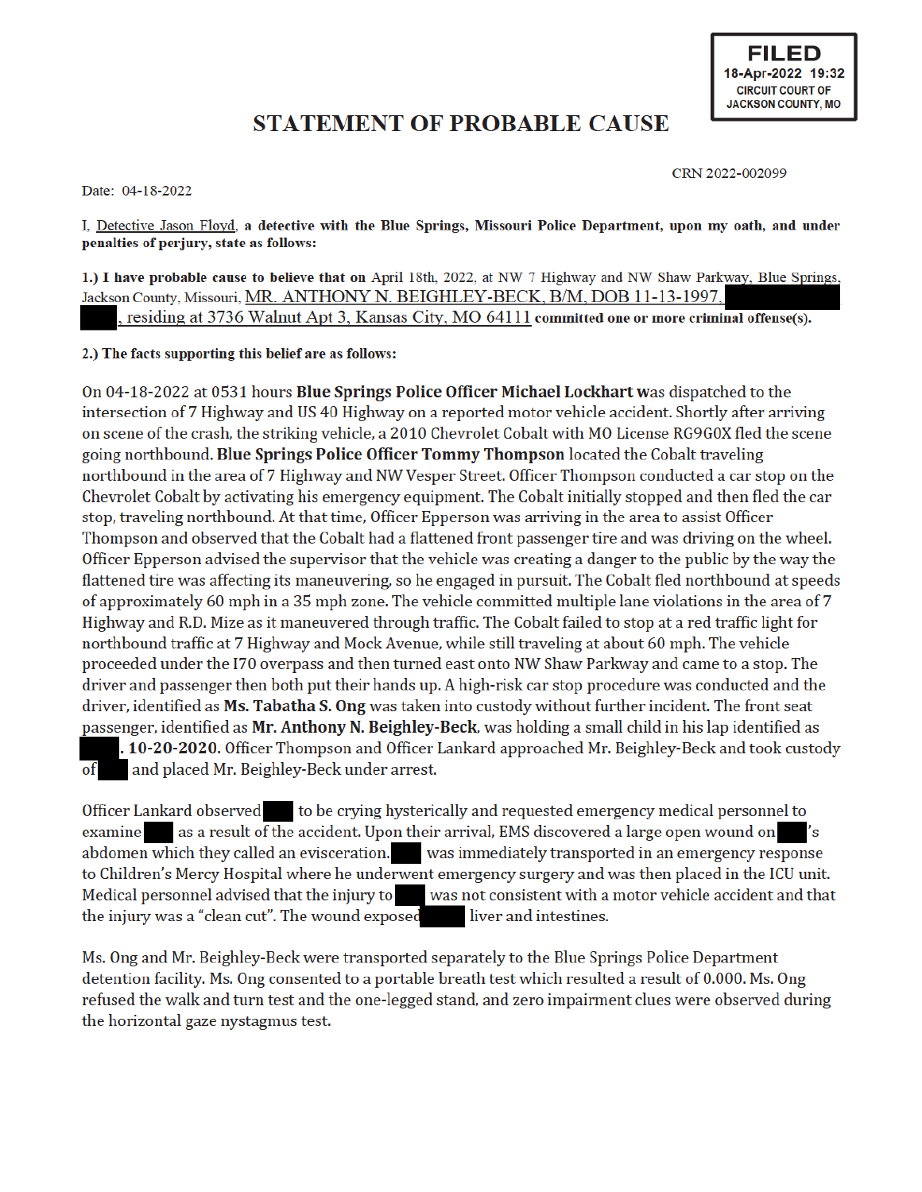**FILED**
**18-Apr-2022 19:32**
**CIRCUIT COURT OF JACKSON COUNTY, MO**

# STATEMENT OF PROBABLE CAUSE

CRN 2022-002099

Date: 04-18-2022

I, Detective Jason Floyd, **a detective with the Blue Springs, Missouri Police Department, upon my oath, and under penalties of perjury, state as follows:**

**1.) I have probable cause to believe that on** April 18th, 2022, at NW 7 Highway and NW Shaw Parkway, Blue Springs, Jackson County, Missouri, MR. ANTHONY N. BEIGHLEY-BECK, B/M, DOB 11-13-1997, ██████ ██, residing at 3736 Walnut Apt 3, Kansas City, MO 64111 **committed one or more criminal offense(s).**

**2.) The facts supporting this belief are as follows:**

On 04-18-2022 at 0531 hours **Blue Springs Police Officer Michael Lockhart** was dispatched to the intersection of 7 Highway and US 40 Highway on a reported motor vehicle accident. Shortly after arriving on scene of the crash, the striking vehicle, a 2010 Chevrolet Cobalt with MO License RG9G0X fled the scene going northbound. **Blue Springs Police Officer Tommy Thompson** located the Cobalt traveling northbound in the area of 7 Highway and NW Vesper Street. Officer Thompson conducted a car stop on the Chevrolet Cobalt by activating his emergency equipment. The Cobalt initially stopped and then fled the car stop, traveling northbound. At that time, Officer Epperson was arriving in the area to assist Officer Thompson and observed that the Cobalt had a flattened front passenger tire and was driving on the wheel. Officer Epperson advised the supervisor that the vehicle was creating a danger to the public by the way the flattened tire was affecting its maneuvering, so he engaged in pursuit. The Cobalt fled northbound at speeds of approximately 60 mph in a 35 mph zone. The vehicle committed multiple lane violations in the area of 7 Highway and R.D. Mize as it maneuvered through traffic. The Cobalt failed to stop at a red traffic light for northbound traffic at 7 Highway and Mock Avenue, while still traveling at about 60 mph. The vehicle proceeded under the I70 overpass and then turned east onto NW Shaw Parkway and came to a stop. The driver and passenger then both put their hands up. A high-risk car stop procedure was conducted and the driver, identified as **Ms. Tabatha S. Ong** was taken into custody without further incident. The front seat passenger, identified as **Mr. Anthony N. Beighley-Beck**, was holding a small child in his lap identified as ██**. 10-20-2020.** Officer Thompson and Officer Lankard approached Mr. Beighley-Beck and took custody of ██ and placed Mr. Beighley-Beck under arrest.

Officer Lankard observed ██ to be crying hysterically and requested emergency medical personnel to examine ██ as a result of the accident. Upon their arrival, EMS discovered a large open wound on ██'s abdomen which they called an evisceration. ██ was immediately transported in an emergency response to Children's Mercy Hospital where he underwent emergency surgery and was then placed in the ICU unit. Medical personnel advised that the injury to ██ was not consistent with a motor vehicle accident and that the injury was a "clean cut". The wound exposed ██ liver and intestines.

Ms. Ong and Mr. Beighley-Beck were transported separately to the Blue Springs Police Department detention facility. Ms. Ong consented to a portable breath test which resulted a result of 0.000. Ms. Ong refused the walk and turn test and the one-legged stand, and zero impairment clues were observed during the horizontal gaze nystagmus test.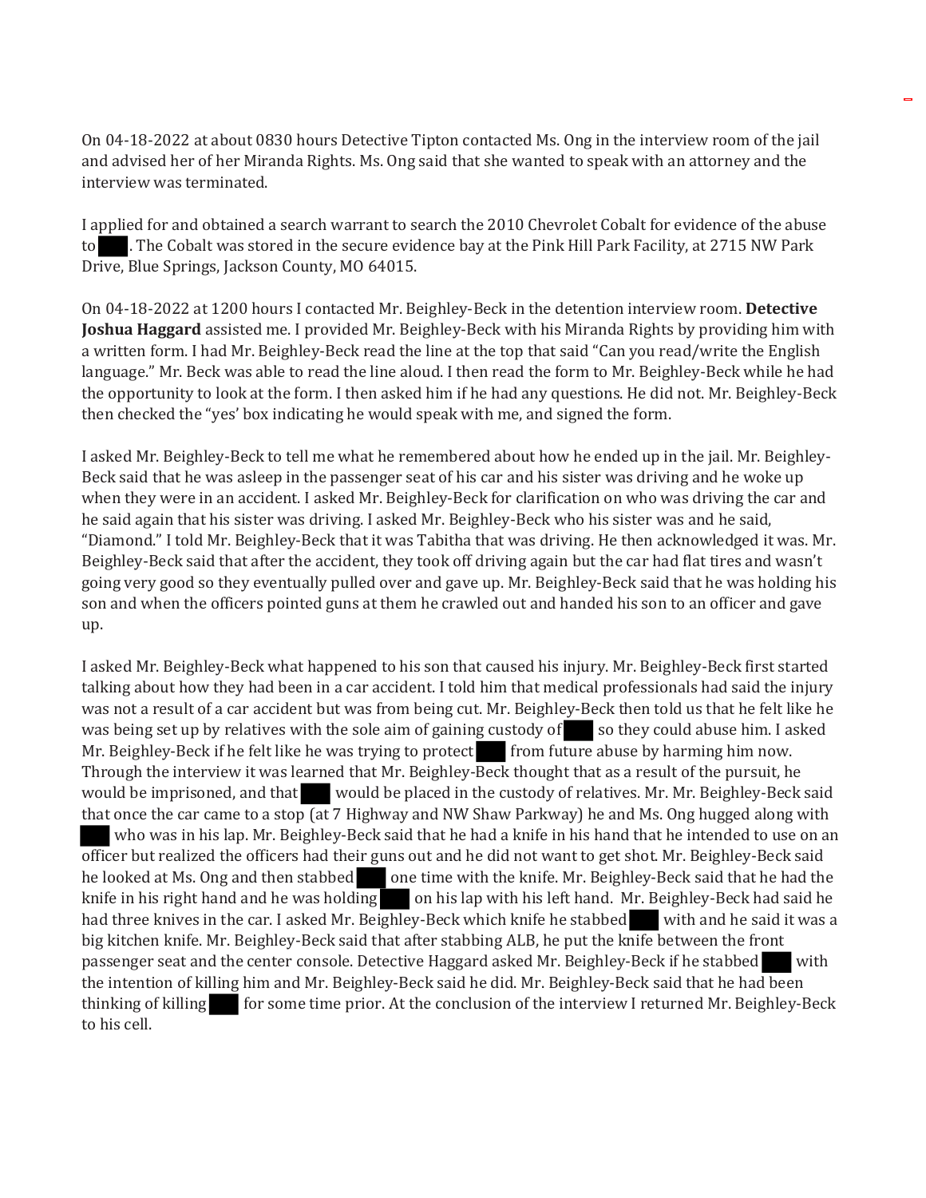On 04-18-2022 at about 0830 hours Detective Tipton contacted Ms. Ong in the interview room of the jail and advised her of her Miranda Rights. Ms. Ong said that she wanted to speak with an attorney and the interview was terminated.

I applied for and obtained a search warrant to search the 2010 Chevrolet Cobalt for evidence of the abuse to ███. The Cobalt was stored in the secure evidence bay at the Pink Hill Park Facility, at 2715 NW Park Drive, Blue Springs, Jackson County, MO 64015.

On 04-18-2022 at 1200 hours I contacted Mr. Beighley-Beck in the detention interview room. **Detective Joshua Haggard** assisted me. I provided Mr. Beighley-Beck with his Miranda Rights by providing him with a written form. I had Mr. Beighley-Beck read the line at the top that said "Can you read/write the English language." Mr. Beck was able to read the line aloud. I then read the form to Mr. Beighley-Beck while he had the opportunity to look at the form. I then asked him if he had any questions. He did not. Mr. Beighley-Beck then checked the "yes' box indicating he would speak with me, and signed the form.

I asked Mr. Beighley-Beck to tell me what he remembered about how he ended up in the jail. Mr. Beighley-Beck said that he was asleep in the passenger seat of his car and his sister was driving and he woke up when they were in an accident. I asked Mr. Beighley-Beck for clarification on who was driving the car and he said again that his sister was driving. I asked Mr. Beighley-Beck who his sister was and he said, "Diamond." I told Mr. Beighley-Beck that it was Tabitha that was driving. He then acknowledged it was. Mr. Beighley-Beck said that after the accident, they took off driving again but the car had flat tires and wasn't going very good so they eventually pulled over and gave up. Mr. Beighley-Beck said that he was holding his son and when the officers pointed guns at them he crawled out and handed his son to an officer and gave up.

I asked Mr. Beighley-Beck what happened to his son that caused his injury. Mr. Beighley-Beck first started talking about how they had been in a car accident. I told him that medical professionals had said the injury was not a result of a car accident but was from being cut. Mr. Beighley-Beck then told us that he felt like he was being set up by relatives with the sole aim of gaining custody of ███ so they could abuse him. I asked Mr. Beighley-Beck if he felt like he was trying to protect ███ from future abuse by harming him now. Through the interview it was learned that Mr. Beighley-Beck thought that as a result of the pursuit, he would be imprisoned, and that ███ would be placed in the custody of relatives. Mr. Mr. Beighley-Beck said that once the car came to a stop (at 7 Highway and NW Shaw Parkway) he and Ms. Ong hugged along with ███ who was in his lap. Mr. Beighley-Beck said that he had a knife in his hand that he intended to use on an officer but realized the officers had their guns out and he did not want to get shot. Mr. Beighley-Beck said he looked at Ms. Ong and then stabbed ███ one time with the knife. Mr. Beighley-Beck said that he had the knife in his right hand and he was holding ███ on his lap with his left hand. Mr. Beighley-Beck had said he had three knives in the car. I asked Mr. Beighley-Beck which knife he stabbed ███ with and he said it was a big kitchen knife. Mr. Beighley-Beck said that after stabbing ALB, he put the knife between the front passenger seat and the center console. Detective Haggard asked Mr. Beighley-Beck if he stabbed ███ with the intention of killing him and Mr. Beighley-Beck said he did. Mr. Beighley-Beck said that he had been thinking of killing ███ for some time prior. At the conclusion of the interview I returned Mr. Beighley-Beck to his cell.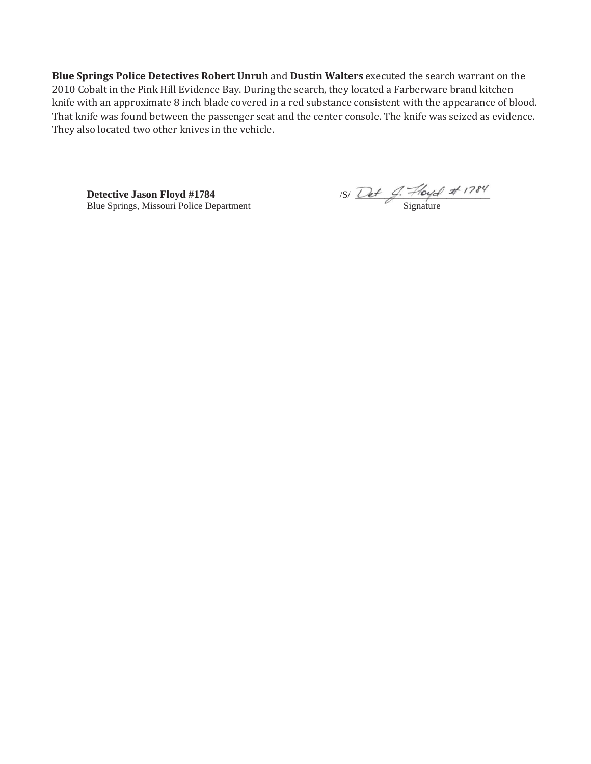**Blue Springs Police Detectives Robert Unruh** and **Dustin Walters** executed the search warrant on the 2010 Cobalt in the Pink Hill Evidence Bay. During the search, they located a Farberware brand kitchen knife with an approximate 8 inch blade covered in a red substance consistent with the appearance of blood. That knife was found between the passenger seat and the center console. The knife was seized as evidence. They also located two other knives in the vehicle.

**Detective Jason Floyd #1784**
Blue Springs, Missouri Police Department

/S/ Det J. Floyd #1784
Signature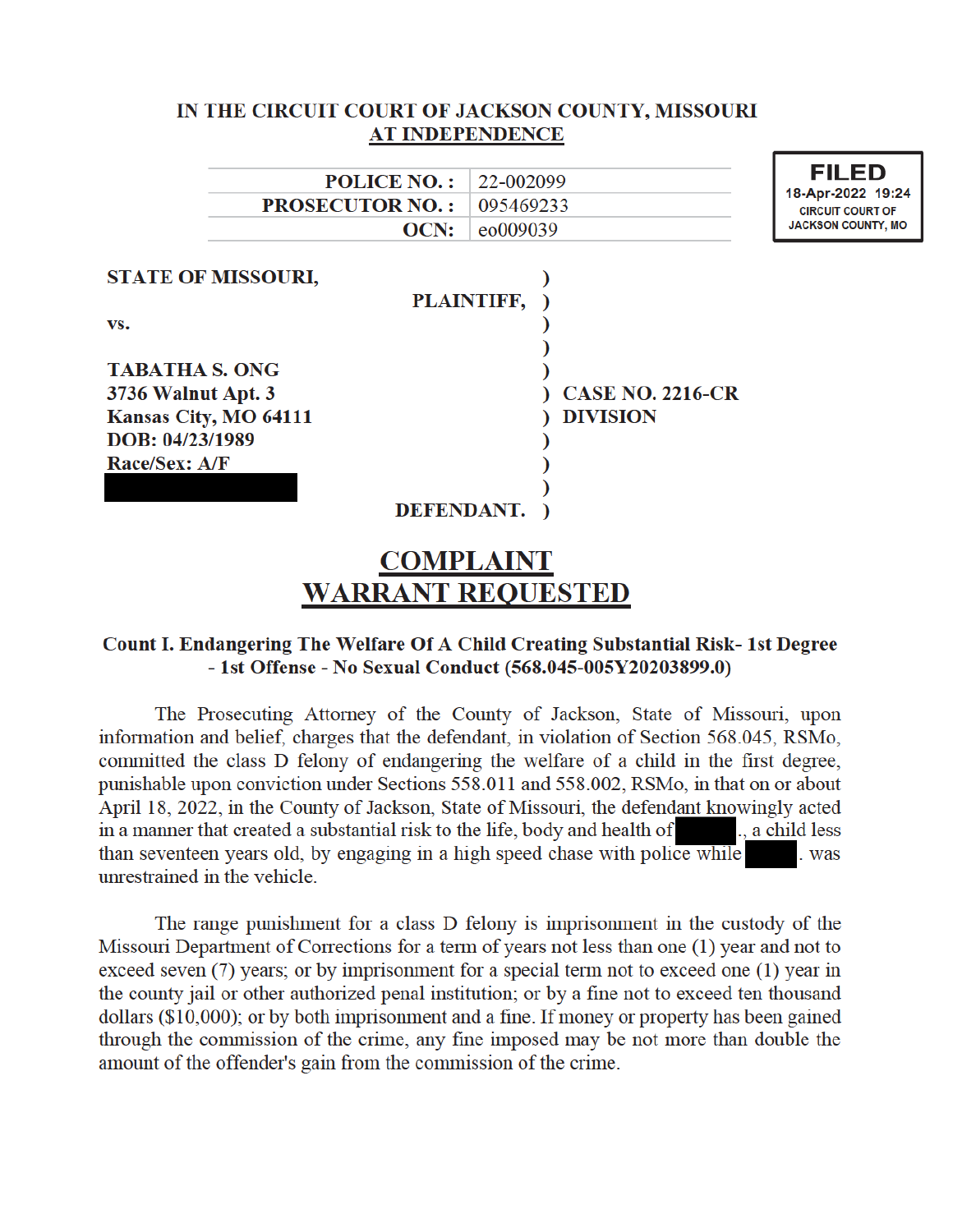# IN THE CIRCUIT COURT OF JACKSON COUNTY, MISSOURI
## AT INDEPENDENCE

| | |
|---|---|
| **POLICE NO. :** | 22-002099 |
| **PROSECUTOR NO. :** | 095469233 |
| **OCN:** | e0009039 |

**FILED**
18-Apr-2022 19:24
CIRCUIT COURT OF
JACKSON COUNTY, MO

**STATE OF MISSOURI,**

**PLAINTIFF,**

**vs.**

**TABATHA S. ONG**
**3736 Walnut Apt. 3**
**Kansas City, MO 64111**
**DOB: 04/23/1989**
**Race/Sex: A/F**

**DEFENDANT.**

**CASE NO. 2216-CR**
**DIVISION**

# COMPLAINT
# WARRANT REQUESTED

**Count I. Endangering The Welfare Of A Child Creating Substantial Risk- 1st Degree - 1st Offense - No Sexual Conduct (568.045-005Y20203899.0)**

The Prosecuting Attorney of the County of Jackson, State of Missouri, upon information and belief, charges that the defendant, in violation of Section 568.045, RSMo, committed the class D felony of endangering the welfare of a child in the first degree, punishable upon conviction under Sections 558.011 and 558.002, RSMo, in that on or about April 18, 2022, in the County of Jackson, State of Missouri, the defendant knowingly acted in a manner that created a substantial risk to the life, body and health of [REDACTED]., a child less than seventeen years old, by engaging in a high speed chase with police while [REDACTED]. was unrestrained in the vehicle.

The range punishment for a class D felony is imprisonment in the custody of the Missouri Department of Corrections for a term of years not less than one (1) year and not to exceed seven (7) years; or by imprisonment for a special term not to exceed one (1) year in the county jail or other authorized penal institution; or by a fine not to exceed ten thousand dollars ($10,000); or by both imprisonment and a fine. If money or property has been gained through the commission of the crime, any fine imposed may be not more than double the amount of the offender's gain from the commission of the crime.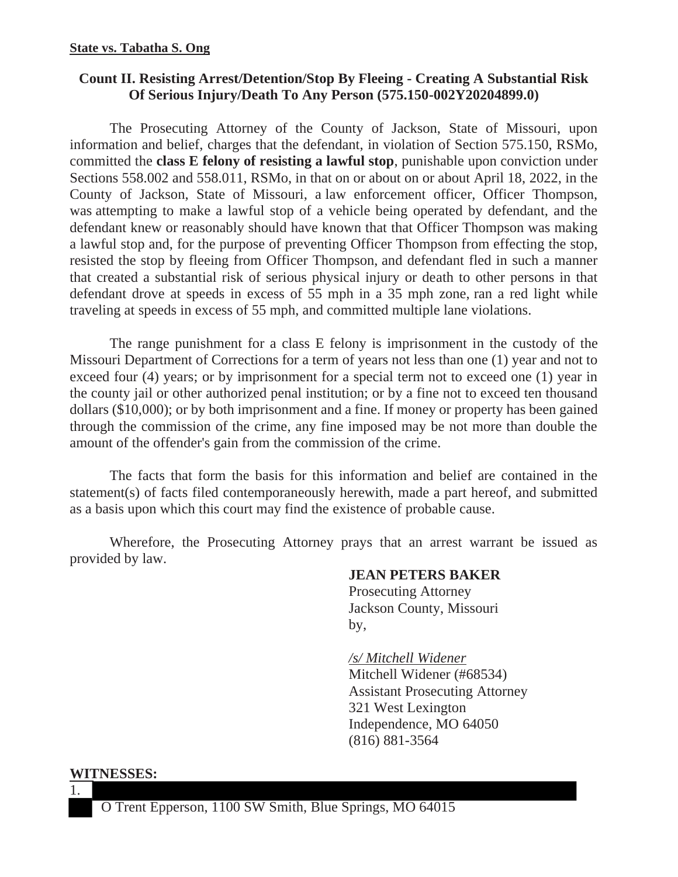**State vs. Tabatha S. Ong**

### Count II. Resisting Arrest/Detention/Stop By Fleeing - Creating A Substantial Risk Of Serious Injury/Death To Any Person (575.150-002Y20204899.0)

The Prosecuting Attorney of the County of Jackson, State of Missouri, upon information and belief, charges that the defendant, in violation of Section 575.150, RSMo, committed the **class E felony of resisting a lawful stop**, punishable upon conviction under Sections 558.002 and 558.011, RSMo, in that on or about on or about April 18, 2022, in the County of Jackson, State of Missouri, a law enforcement officer, Officer Thompson, was attempting to make a lawful stop of a vehicle being operated by defendant, and the defendant knew or reasonably should have known that that Officer Thompson was making a lawful stop and, for the purpose of preventing Officer Thompson from effecting the stop, resisted the stop by fleeing from Officer Thompson, and defendant fled in such a manner that created a substantial risk of serious physical injury or death to other persons in that defendant drove at speeds in excess of 55 mph in a 35 mph zone, ran a red light while traveling at speeds in excess of 55 mph, and committed multiple lane violations.

The range punishment for a class E felony is imprisonment in the custody of the Missouri Department of Corrections for a term of years not less than one (1) year and not to exceed four (4) years; or by imprisonment for a special term not to exceed one (1) year in the county jail or other authorized penal institution; or by a fine not to exceed ten thousand dollars ($10,000); or by both imprisonment and a fine. If money or property has been gained through the commission of the crime, any fine imposed may be not more than double the amount of the offender's gain from the commission of the crime.

The facts that form the basis for this information and belief are contained in the statement(s) of facts filed contemporaneously herewith, made a part hereof, and submitted as a basis upon which this court may find the existence of probable cause.

Wherefore, the Prosecuting Attorney prays that an arrest warrant be issued as provided by law.

**JEAN PETERS BAKER**
Prosecuting Attorney
Jackson County, Missouri
by,

*/s/ Mitchell Widener*
Mitchell Widener (#68534)
Assistant Prosecuting Attorney
321 West Lexington
Independence, MO 64050
(816) 881-3564

**WITNESSES:**

1. [REDACTED]

[REDACTED] O Trent Epperson, 1100 SW Smith, Blue Springs, MO 64015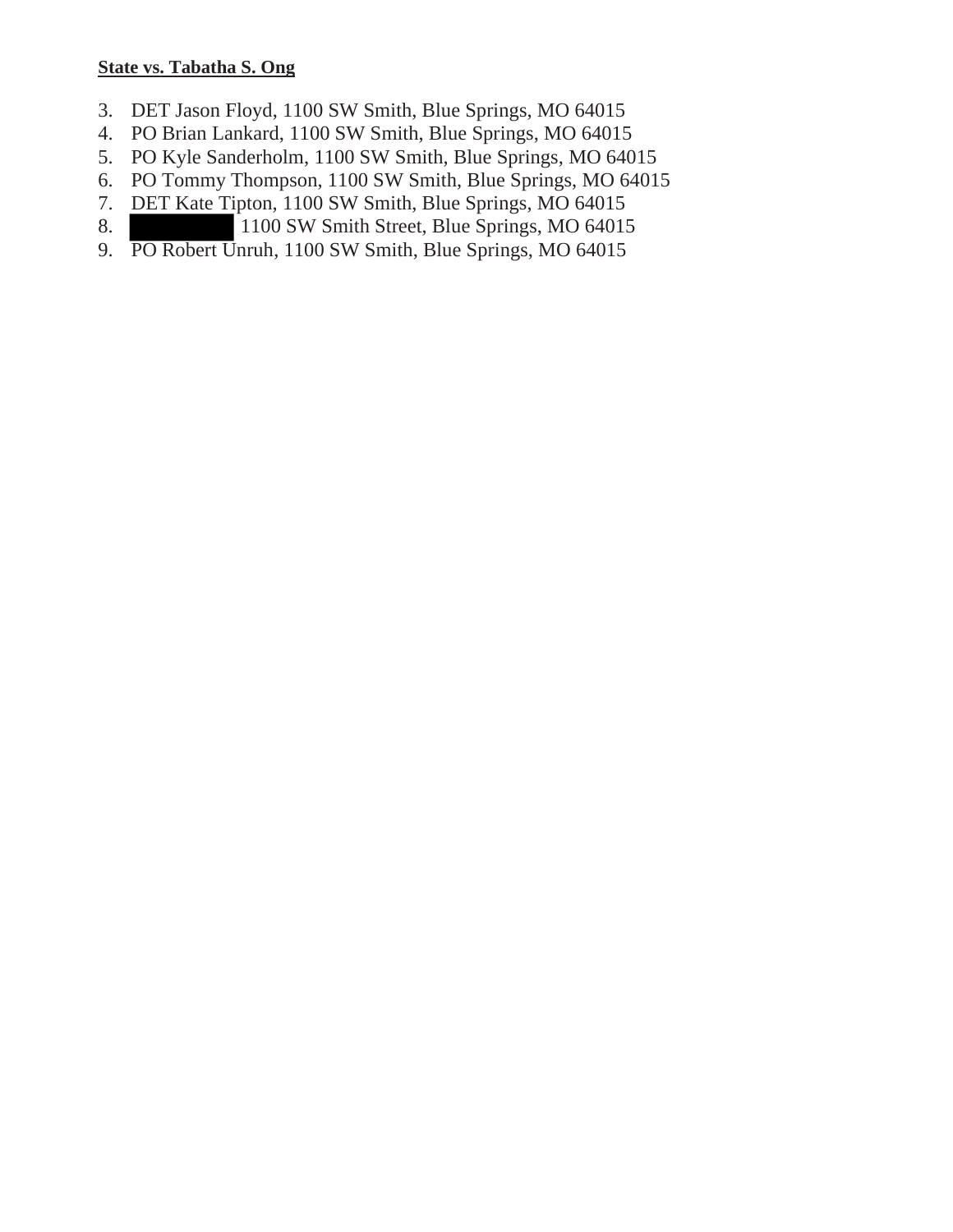**State vs. Tabatha S. Ong**

3. DET Jason Floyd, 1100 SW Smith, Blue Springs, MO 64015
4. PO Brian Lankard, 1100 SW Smith, Blue Springs, MO 64015
5. PO Kyle Sanderholm, 1100 SW Smith, Blue Springs, MO 64015
6. PO Tommy Thompson, 1100 SW Smith, Blue Springs, MO 64015
7. DET Kate Tipton, 1100 SW Smith, Blue Springs, MO 64015
8. [REDACTED] 1100 SW Smith Street, Blue Springs, MO 64015
9. PO Robert Unruh, 1100 SW Smith, Blue Springs, MO 64015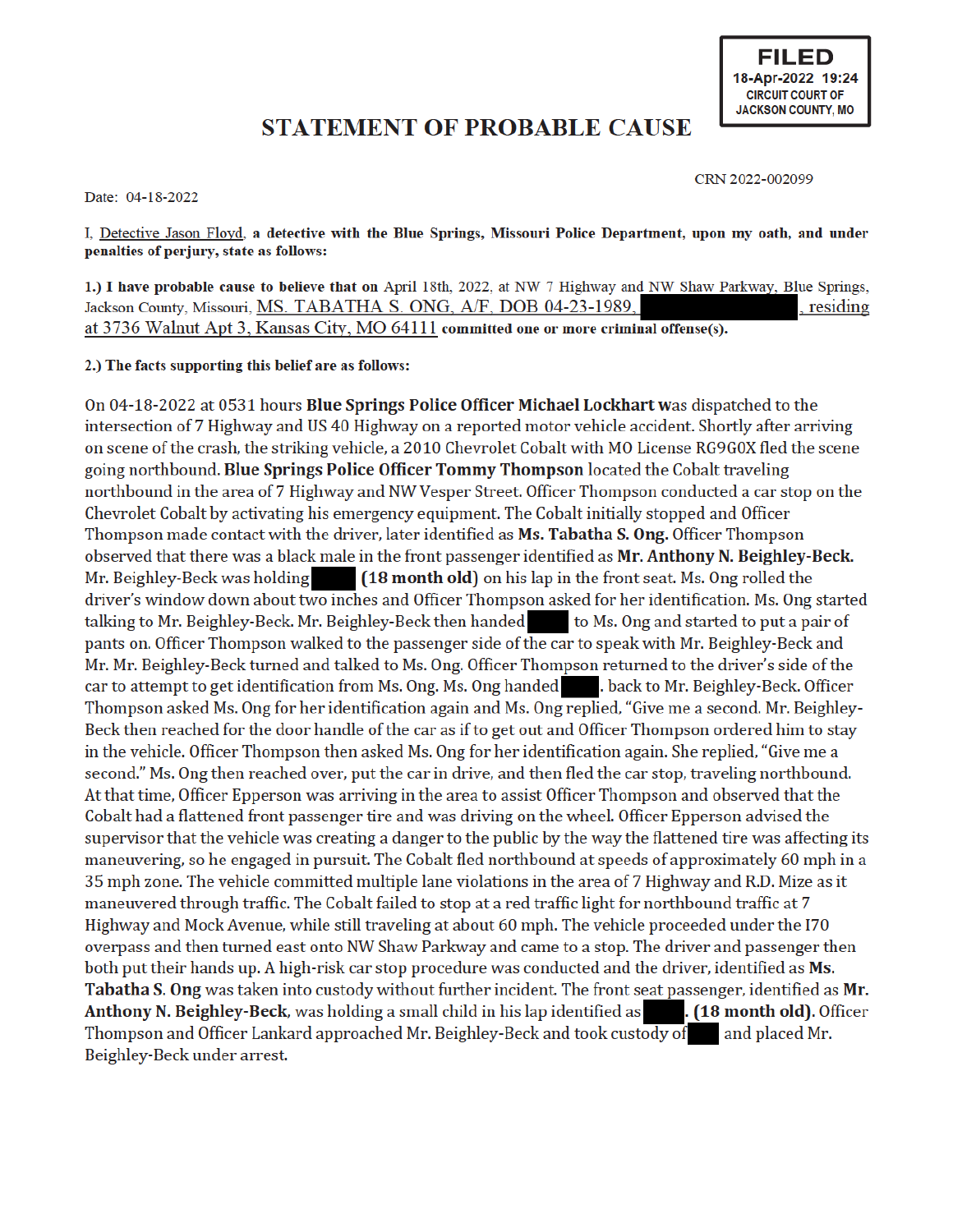**FILED**
**18-Apr-2022 19:24**
**CIRCUIT COURT OF JACKSON COUNTY, MO**

# STATEMENT OF PROBABLE CAUSE

CRN 2022-002099

Date: 04-18-2022

I, Detective Jason Floyd, **a detective with the Blue Springs, Missouri Police Department, upon my oath, and under penalties of perjury, state as follows:**

**1.) I have probable cause to believe that on** April 18th, 2022, at NW 7 Highway and NW Shaw Parkway, Blue Springs, Jackson County, Missouri, MS. TABATHA S. ONG, A/F, DOB 04-23-1989, ████████, residing at 3736 Walnut Apt 3, Kansas City, MO 64111 **committed one or more criminal offense(s).**

**2.) The facts supporting this belief are as follows:**

On 04-18-2022 at 0531 hours **Blue Springs Police Officer Michael Lockhart** was dispatched to the intersection of 7 Highway and US 40 Highway on a reported motor vehicle accident. Shortly after arriving on scene of the crash, the striking vehicle, a 2010 Chevrolet Cobalt with MO License RG9G0X fled the scene going northbound. **Blue Springs Police Officer Tommy Thompson** located the Cobalt traveling northbound in the area of 7 Highway and NW Vesper Street. Officer Thompson conducted a car stop on the Chevrolet Cobalt by activating his emergency equipment. The Cobalt initially stopped and Officer Thompson made contact with the driver, later identified as **Ms. Tabatha S. Ong.** Officer Thompson observed that there was a black male in the front passenger identified as **Mr. Anthony N. Beighley-Beck.** Mr. Beighley-Beck was holding ████ **(18 month old)** on his lap in the front seat. Ms. Ong rolled the driver's window down about two inches and Officer Thompson asked for her identification. Ms. Ong started talking to Mr. Beighley-Beck. Mr. Beighley-Beck then handed ████ to Ms. Ong and started to put a pair of pants on. Officer Thompson walked to the passenger side of the car to speak with Mr. Beighley-Beck and Mr. Mr. Beighley-Beck turned and talked to Ms. Ong. Officer Thompson returned to the driver's side of the car to attempt to get identification from Ms. Ong. Ms. Ong handed ████. back to Mr. Beighley-Beck. Officer Thompson asked Ms. Ong for her identification again and Ms. Ong replied, "Give me a second. Mr. Beighley-Beck then reached for the door handle of the car as if to get out and Officer Thompson ordered him to stay in the vehicle. Officer Thompson then asked Ms. Ong for her identification again. She replied, "Give me a second." Ms. Ong then reached over, put the car in drive, and then fled the car stop, traveling northbound. At that time, Officer Epperson was arriving in the area to assist Officer Thompson and observed that the Cobalt had a flattened front passenger tire and was driving on the wheel. Officer Epperson advised the supervisor that the vehicle was creating a danger to the public by the way the flattened tire was affecting its maneuvering, so he engaged in pursuit. The Cobalt fled northbound at speeds of approximately 60 mph in a 35 mph zone. The vehicle committed multiple lane violations in the area of 7 Highway and R.D. Mize as it maneuvered through traffic. The Cobalt failed to stop at a red traffic light for northbound traffic at 7 Highway and Mock Avenue, while still traveling at about 60 mph. The vehicle proceeded under the I70 overpass and then turned east onto NW Shaw Parkway and came to a stop. The driver and passenger then both put their hands up. A high-risk car stop procedure was conducted and the driver, identified as **Ms. Tabatha S. Ong** was taken into custody without further incident. The front seat passenger, identified as **Mr. Anthony N. Beighley-Beck**, was holding a small child in his lap identified as ████**. (18 month old)**. Officer Thompson and Officer Lankard approached Mr. Beighley-Beck and took custody of ████ and placed Mr. Beighley-Beck under arrest.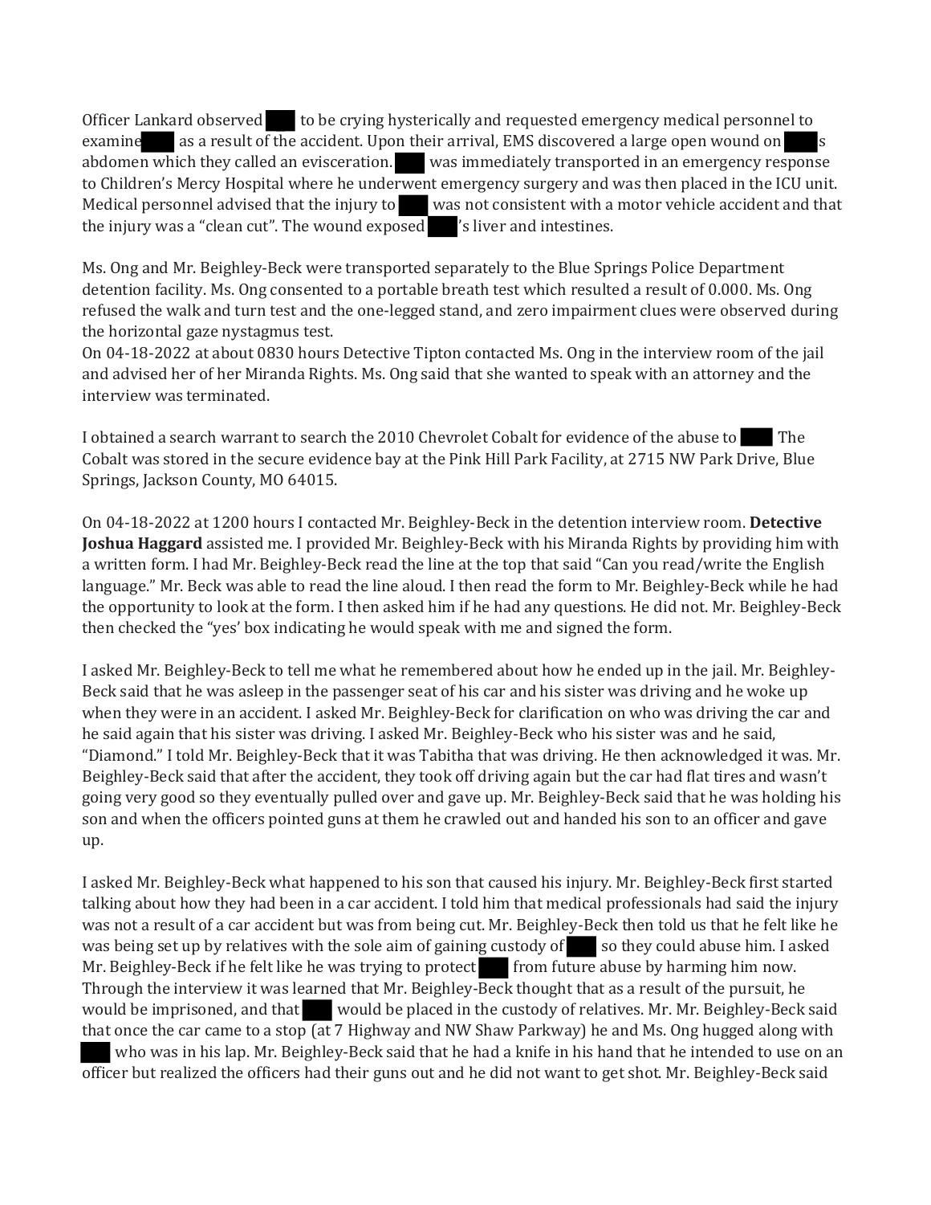Officer Lankard observed ███ to be crying hysterically and requested emergency medical personnel to examine ███ as a result of the accident. Upon their arrival, EMS discovered a large open wound on ███s abdomen which they called an evisceration. ███ was immediately transported in an emergency response to Children's Mercy Hospital where he underwent emergency surgery and was then placed in the ICU unit. Medical personnel advised that the injury to ███ was not consistent with a motor vehicle accident and that the injury was a "clean cut". The wound exposed ███'s liver and intestines.

Ms. Ong and Mr. Beighley-Beck were transported separately to the Blue Springs Police Department detention facility. Ms. Ong consented to a portable breath test which resulted a result of 0.000. Ms. Ong refused the walk and turn test and the one-legged stand, and zero impairment clues were observed during the horizontal gaze nystagmus test.

On 04-18-2022 at about 0830 hours Detective Tipton contacted Ms. Ong in the interview room of the jail and advised her of her Miranda Rights. Ms. Ong said that she wanted to speak with an attorney and the interview was terminated.

I obtained a search warrant to search the 2010 Chevrolet Cobalt for evidence of the abuse to ███ The Cobalt was stored in the secure evidence bay at the Pink Hill Park Facility, at 2715 NW Park Drive, Blue Springs, Jackson County, MO 64015.

On 04-18-2022 at 1200 hours I contacted Mr. Beighley-Beck in the detention interview room. **Detective Joshua Haggard** assisted me. I provided Mr. Beighley-Beck with his Miranda Rights by providing him with a written form. I had Mr. Beighley-Beck read the line at the top that said "Can you read/write the English language." Mr. Beck was able to read the line aloud. I then read the form to Mr. Beighley-Beck while he had the opportunity to look at the form. I then asked him if he had any questions. He did not. Mr. Beighley-Beck then checked the "yes' box indicating he would speak with me and signed the form.

I asked Mr. Beighley-Beck to tell me what he remembered about how he ended up in the jail. Mr. Beighley-Beck said that he was asleep in the passenger seat of his car and his sister was driving and he woke up when they were in an accident. I asked Mr. Beighley-Beck for clarification on who was driving the car and he said again that his sister was driving. I asked Mr. Beighley-Beck who his sister was and he said, "Diamond." I told Mr. Beighley-Beck that it was Tabitha that was driving. He then acknowledged it was. Mr. Beighley-Beck said that after the accident, they took off driving again but the car had flat tires and wasn't going very good so they eventually pulled over and gave up. Mr. Beighley-Beck said that he was holding his son and when the officers pointed guns at them he crawled out and handed his son to an officer and gave up.

I asked Mr. Beighley-Beck what happened to his son that caused his injury. Mr. Beighley-Beck first started talking about how they had been in a car accident. I told him that medical professionals had said the injury was not a result of a car accident but was from being cut. Mr. Beighley-Beck then told us that he felt like he was being set up by relatives with the sole aim of gaining custody of ███ so they could abuse him. I asked Mr. Beighley-Beck if he felt like he was trying to protect ███ from future abuse by harming him now. Through the interview it was learned that Mr. Beighley-Beck thought that as a result of the pursuit, he would be imprisoned, and that ███ would be placed in the custody of relatives. Mr. Mr. Beighley-Beck said that once the car came to a stop (at 7 Highway and NW Shaw Parkway) he and Ms. Ong hugged along with ███ who was in his lap. Mr. Beighley-Beck said that he had a knife in his hand that he intended to use on an officer but realized the officers had their guns out and he did not want to get shot. Mr. Beighley-Beck said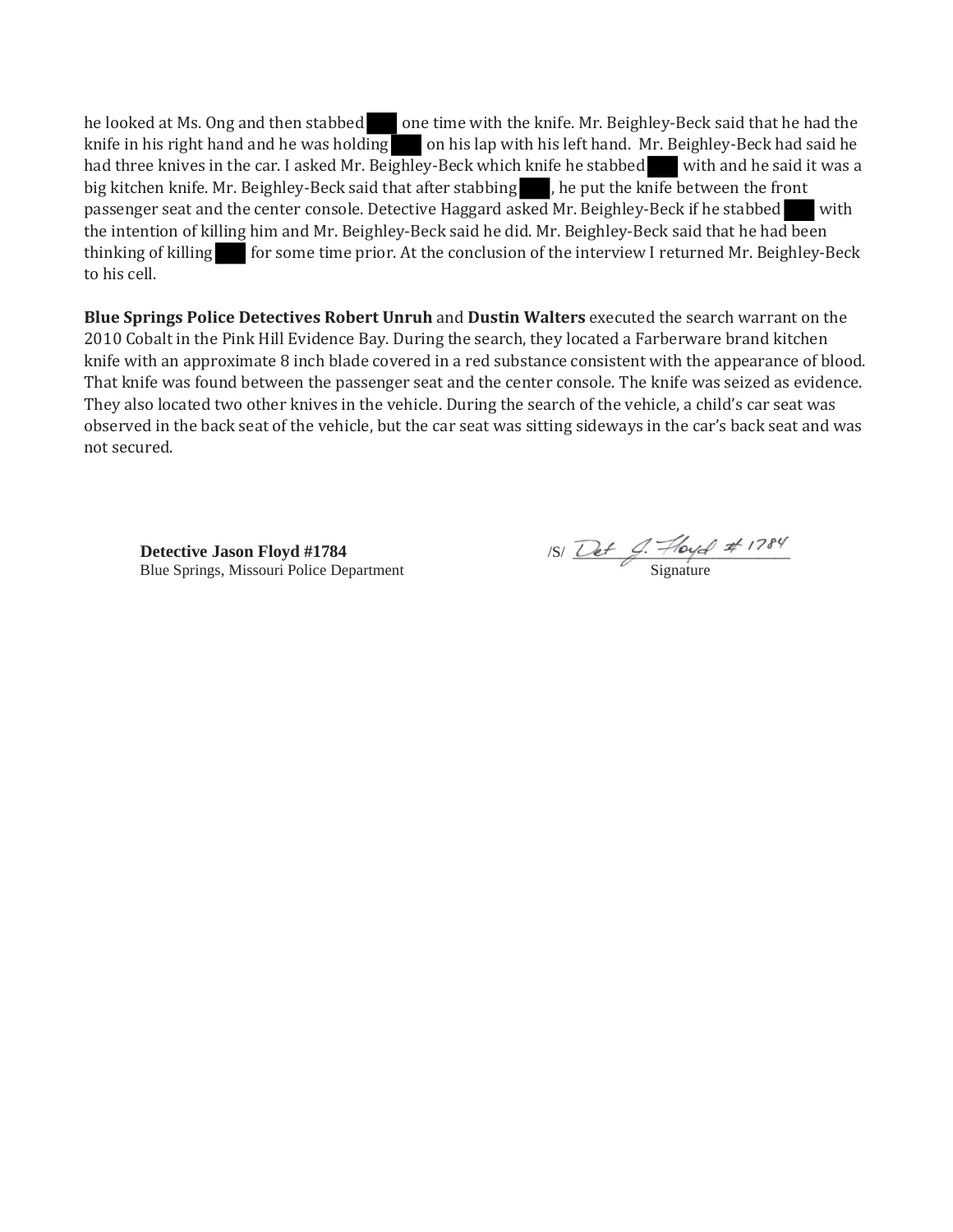he looked at Ms. Ong and then stabbed ███ one time with the knife. Mr. Beighley-Beck said that he had the knife in his right hand and he was holding ███ on his lap with his left hand. Mr. Beighley-Beck had said he had three knives in the car. I asked Mr. Beighley-Beck which knife he stabbed ███ with and he said it was a big kitchen knife. Mr. Beighley-Beck said that after stabbing ███, he put the knife between the front passenger seat and the center console. Detective Haggard asked Mr. Beighley-Beck if he stabbed ███ with the intention of killing him and Mr. Beighley-Beck said he did. Mr. Beighley-Beck said that he had been thinking of killing ███ for some time prior. At the conclusion of the interview I returned Mr. Beighley-Beck to his cell.

**Blue Springs Police Detectives Robert Unruh** and **Dustin Walters** executed the search warrant on the 2010 Cobalt in the Pink Hill Evidence Bay. During the search, they located a Farberware brand kitchen knife with an approximate 8 inch blade covered in a red substance consistent with the appearance of blood. That knife was found between the passenger seat and the center console. The knife was seized as evidence. They also located two other knives in the vehicle. During the search of the vehicle, a child's car seat was observed in the back seat of the vehicle, but the car seat was sitting sideways in the car's back seat and was not secured.

**Detective Jason Floyd #1784**
Blue Springs, Missouri Police Department

/S/ Det J. Floyd #1784
Signature